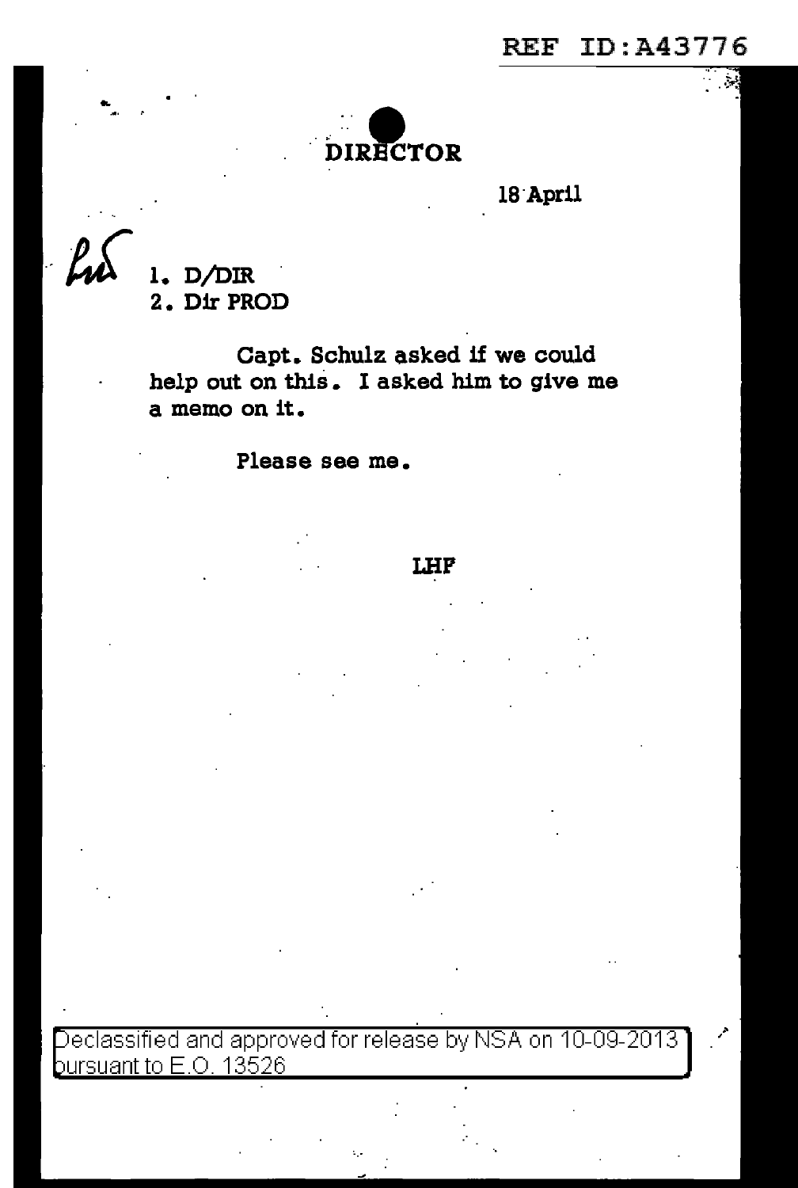REF ID:A43776

# DIRECTOR

18 April

1. D/DIR
2. Dir PROD

Capt. Schulz asked if we could help out on this. I asked him to give me a memo on it.

Please see me.

LHF

Declassified and approved for release by NSA on 10-09-2013 pursuant to E.O. 13526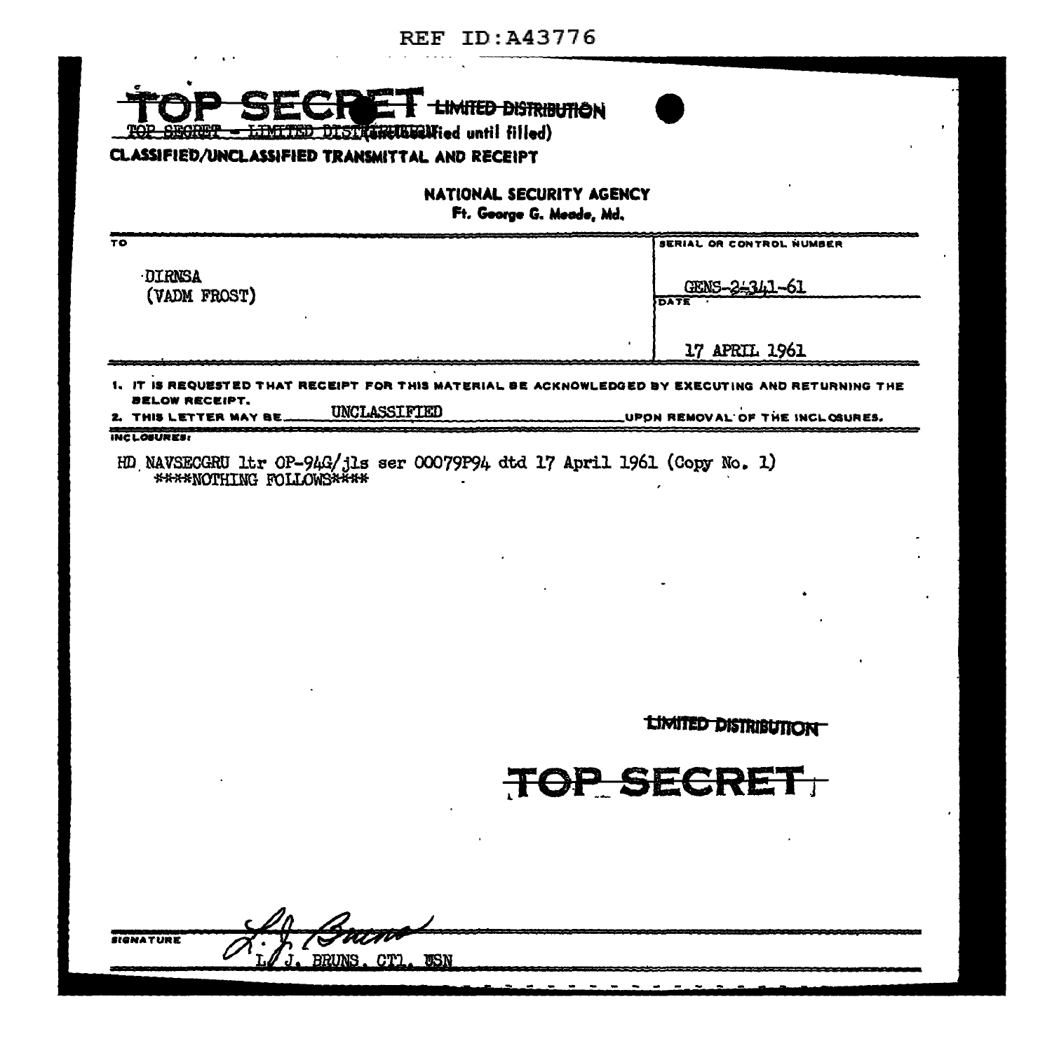REF ID:A43776

~~TOP SECRET~~ ~~LIMITED DISTRIBUTION~~

~~TOP SECRET - LIMITED DISTRIBUTION~~ (unclassified until filled)

**CLASSIFIED/UNCLASSIFIED TRANSMITTAL AND RECEIPT**

**NATIONAL SECURITY AGENCY**
**Ft. George G. Meade, Md.**

| TO | SERIAL OR CONTROL NUMBER |
| --- | --- |
| DIRNSA (VADM FROST) | GENS-2-341-61 |
| | **DATE** 17 APRIL 1961 |

1. IT IS REQUESTED THAT RECEIPT FOR THIS MATERIAL BE ACKNOWLEDGED BY EXECUTING AND RETURNING THE BELOW RECEIPT.
2. THIS LETTER MAY BE UNCLASSIFIED UPON REMOVAL OF THE INCLOSURES.

**INCLOSURES:**

HD NAVSECGRU ltr OP-94G/jls ser 00079P94 dtd 17 April 1961 (Copy No. 1)
****NOTHING FOLLOWS****

~~LIMITED DISTRIBUTION~~

~~TOP SECRET~~

**SIGNATURE**

L. J. BRUNS, CT1, USN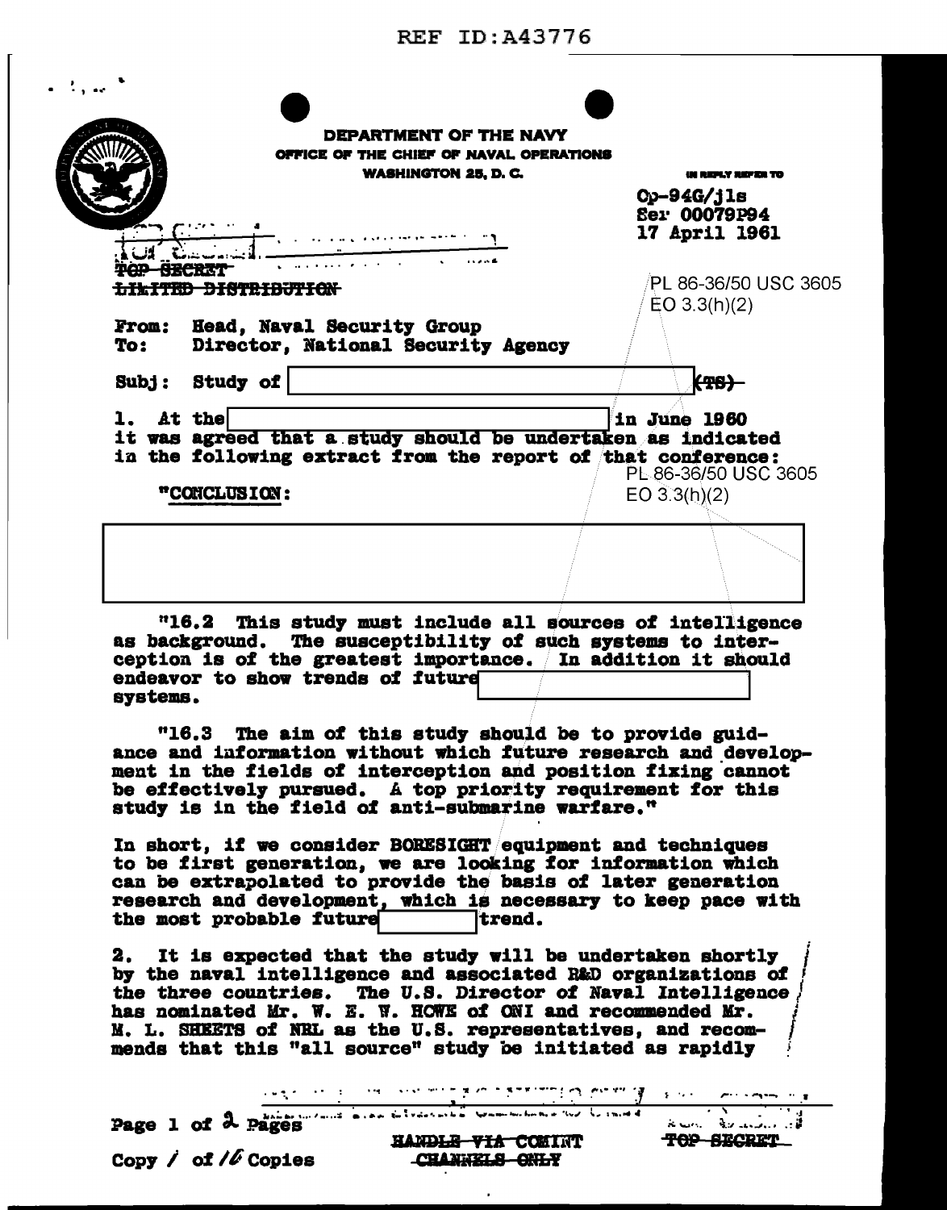REF ID:A43776

DEPARTMENT OF THE NAVY
OFFICE OF THE CHIEF OF NAVAL OPERATIONS
WASHINGTON 25, D. C.

IN REPLY REFER TO
Op-94G/jls
Ser 00079P94
17 April 1961

TOP SECRET
~~LIMITED DISTRIBUTION~~

PL 86-36/50 USC 3605
EO 3.3(h)(2)

From: Head, Naval Security Group
To: Director, National Security Agency

Subj: Study of [redacted] (TS)

1. At the [redacted] in June 1960 it was agreed that a study should be undertaken as indicated in the following extract from the report of that conference:

PL 86-36/50 USC 3605
EO 3.3(h)(2)

"CONCLUSION:

[redacted]

"16.2 This study must include all sources of intelligence as background. The susceptibility of such systems to interception is of the greatest importance. In addition it should endeavor to show trends of future [redacted] systems.

"16.3 The aim of this study should be to provide guidance and information without which future research and development in the fields of interception and position fixing cannot be effectively pursued. A top priority requirement for this study is in the field of anti-submarine warfare."

In short, if we consider BORESIGHT equipment and techniques to be first generation, we are looking for information which can be extrapolated to provide the basis of later generation research and development, which is necessary to keep pace with the most probable future [redacted] trend.

2. It is expected that the study will be undertaken shortly by the naval intelligence and associated R&D organizations of the three countries. The U.S. Director of Naval Intelligence has nominated Mr. W. E. W. HOWE of ONI and recommended Mr. M. L. SHEETS of NRL as the U.S. representatives, and recommends that this "all source" study be initiated as rapidly

Page 1 of 2 Pages

Copy 1 of 16 Copies

~~HANDLE VIA COMINT CHANNELS ONLY~~

~~TOP SECRET~~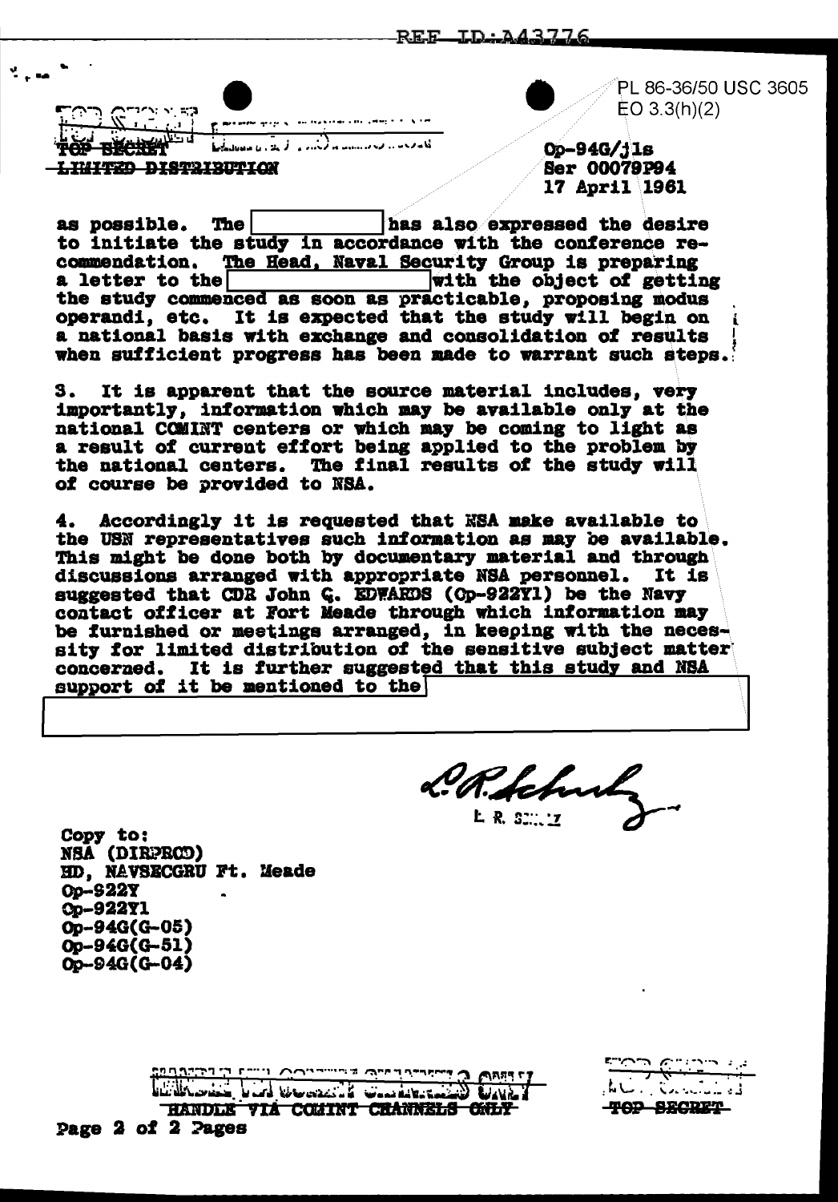REF ID:A43776

PL 86-36/50 USC 3605
EO 3.3(h)(2)

~~TOP SECRET~~
~~LIMITED DISTRIBUTION~~

Op-94G/jls
Ser 00079P94
17 April 1961

as possible. The [redacted] has also expressed the desire to initiate the study in accordance with the conference recommendation. The Head, Naval Security Group is preparing a letter to the [redacted] with the object of getting the study commenced as soon as practicable, proposing modus operandi, etc. It is expected that the study will begin on a national basis with exchange and consolidation of results when sufficient progress has been made to warrant such steps.

3. It is apparent that the source material includes, very importantly, information which may be available only at the national COMINT centers or which may be coming to light as a result of current effort being applied to the problem by the national centers. The final results of the study will of course be provided to NSA.

4. Accordingly it is requested that NSA make available to the USN representatives such information as may be available. This might be done both by documentary material and through discussions arranged with appropriate NSA personnel. It is suggested that CDR John G. EDWARDS (Op-922Y1) be the Navy contact officer at Fort Meade through which information may be furnished or meetings arranged, in keeping with the necessity for limited distribution of the sensitive subject matter concerned. It is further suggested that this study and NSA support of it be mentioned to the [redacted]

L. R. Schulz
L. R. SCHULZ

Copy to:
NSA (DIRPROD)
HD, NAVSECGRU Ft. Meade
Op-922Y
Op-922Y1
Op-94G(G-05)
Op-94G(G-51)
Op-94G(G-04)

~~HANDLE VIA COMINT CHANNELS ONLY~~

~~TOP SECRET~~

Page 2 of 2 Pages